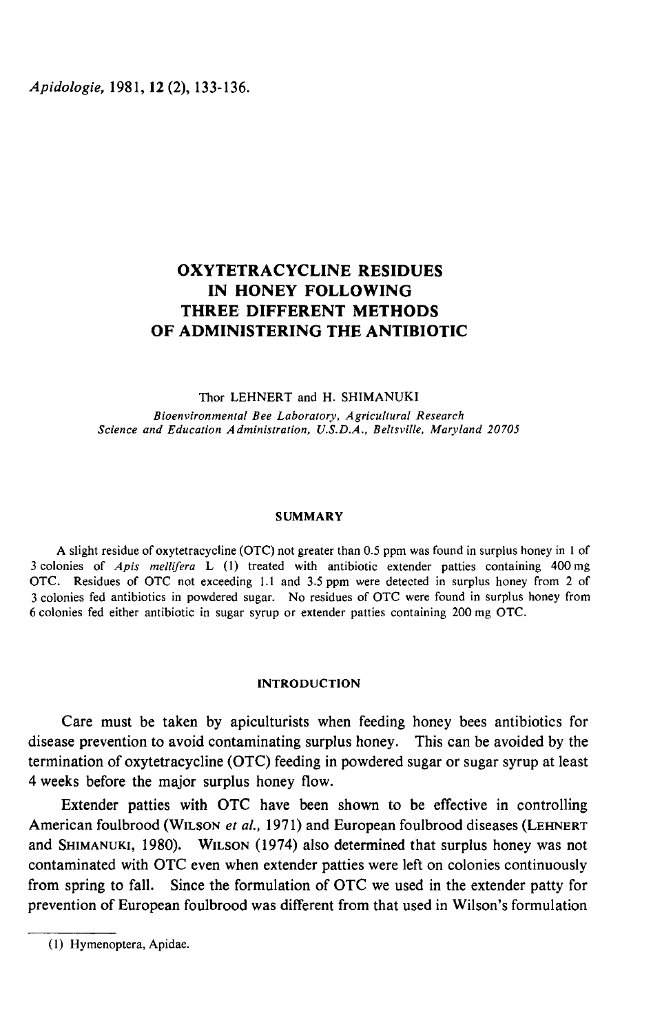# OXYTETRACYCLINE RESIDUES IN HONEY FOLLOWING THREE DIFFERENT METHODS OF ADMINISTERING THE ANTIBIOTIC

Thor LEHNERT and H. SHIMANUKI

*Bioenvironmental Bee Laboratory, Agricultural Research Science and Education Administration, U.S.D.A., Beltsville, Maryland 20705*

## SUMMARY

A slight residue of oxytetracycline (OTC) not greater than 0.5 ppm was found in surplus honey in 1 of 3 colonies of *Apis mellifera* L (1) treated with antibiotic extender patties containing 400 mg OTC. Residues of OTC not exceeding 1.1 and 3.5 ppm were detected in surplus honey from 2 of 3 colonies fed antibiotics in powdered sugar. No residues of OTC were found in surplus honey from 6 colonies fed either antibiotic in sugar syrup or extender patties containing 200 mg OTC.

## INTRODUCTION

Care must be taken by apiculturists when feeding honey bees antibiotics for disease prevention to avoid contaminating surplus honey. This can be avoided by the termination of oxytetracycline (OTC) feeding in powdered sugar or sugar syrup at least 4 weeks before the major surplus honey flow.

Extender patties with OTC have been shown to be effective in controlling American foulbrood (WILSON *et al.*, 1971) and European foulbrood diseases (LEHNERT and SHIMANUKI, 1980). WILSON (1974) also determined that surplus honey was not contaminated with OTC even when extender patties were left on colonies continuously from spring to fall. Since the formulation of OTC we used in the extender patty for prevention of European foulbrood was different from that used in Wilson's formulation

(1) Hymenoptera, Apidae.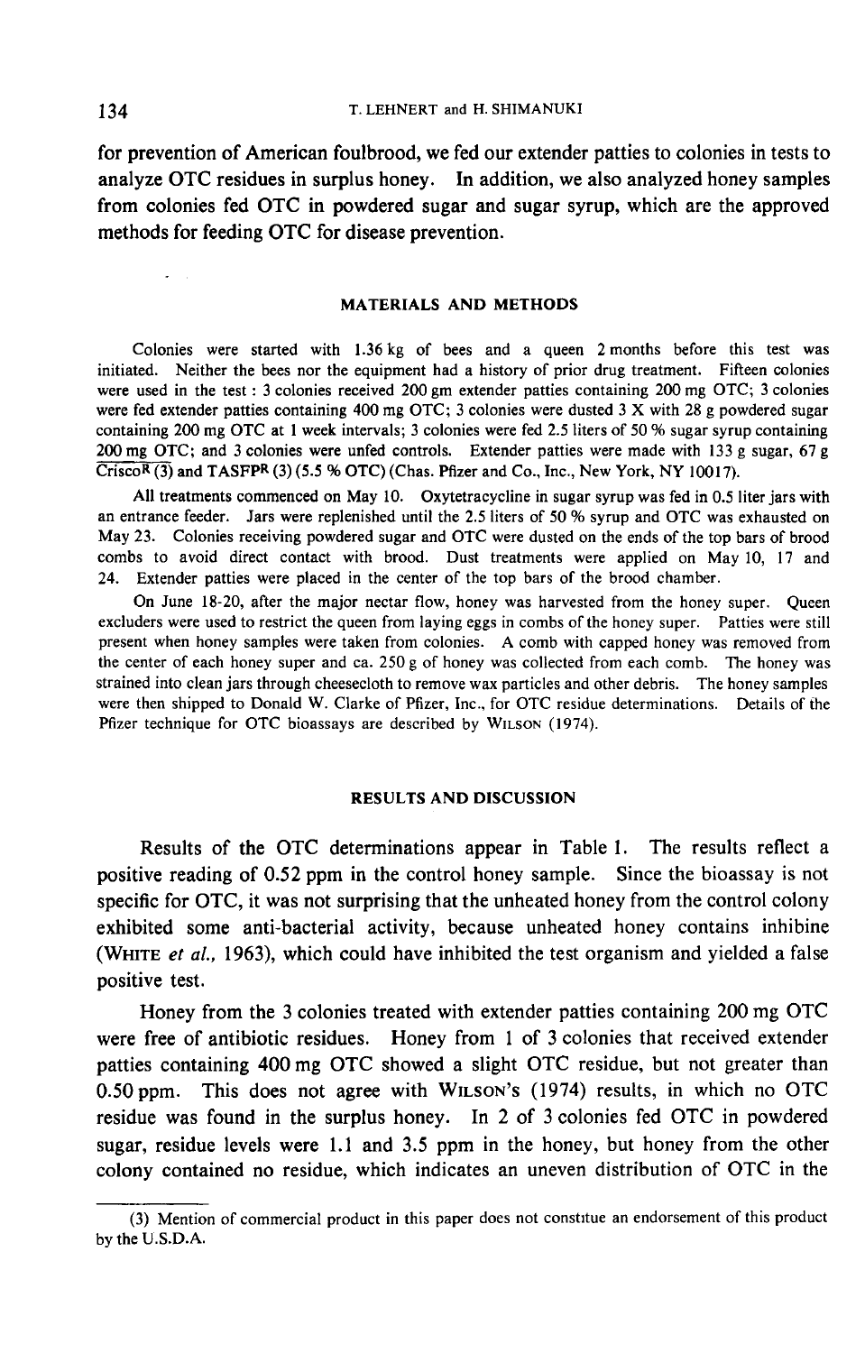for prevention of American foulbrood, we fed our extender patties to colonies in tests to analyze OTC residues in surplus honey. In addition, we also analyzed honey samples from colonies fed OTC in powdered sugar and sugar syrup, which are the approved methods for feeding OTC for disease prevention.

## MATERIALS AND METHODS

Colonies were started with 1.36 kg of bees and a queen 2 months before this test was initiated. Neither the bees nor the equipment had a history of prior drug treatment. Fifteen colonies were used in the test : 3 colonies received 200 gm extender patties containing 200 mg OTC; 3 colonies were fed extender patties containing 400 mg OTC; 3 colonies were dusted 3 X with 28 g powdered sugar containing 200 mg OTC at 1 week intervals; 3 colonies were fed 2.5 liters of 50 % sugar syrup containing 200 mg OTC; and 3 colonies were unfed controls. Extender patties were made with 133 g sugar, 67 g Crisco® (3) and TASFP® (3) (5.5 % OTC) (Chas. Pfizer and Co., Inc., New York, NY 10017).

All treatments commenced on May 10. Oxytetracycline in sugar syrup was fed in 0.5 liter jars with an entrance feeder. Jars were replenished until the 2.5 liters of 50 % syrup and OTC was exhausted on May 23. Colonies receiving powdered sugar and OTC were dusted on the ends of the top bars of brood combs to avoid direct contact with brood. Dust treatments were applied on May 10, 17 and 24. Extender patties were placed in the center of the top bars of the brood chamber.

On June 18-20, after the major nectar flow, honey was harvested from the honey super. Queen excluders were used to restrict the queen from laying eggs in combs of the honey super. Patties were still present when honey samples were taken from colonies. A comb with capped honey was removed from the center of each honey super and ca. 250 g of honey was collected from each comb. The honey was strained into clean jars through cheesecloth to remove wax particles and other debris. The honey samples were then shipped to Donald W. Clarke of Pfizer, Inc., for OTC residue determinations. Details of the Pfizer technique for OTC bioassays are described by Wilson (1974).

## RESULTS AND DISCUSSION

Results of the OTC determinations appear in Table 1. The results reflect a positive reading of 0.52 ppm in the control honey sample. Since the bioassay is not specific for OTC, it was not surprising that the unheated honey from the control colony exhibited some anti-bacterial activity, because unheated honey contains inhibine (White *et al.*, 1963), which could have inhibited the test organism and yielded a false positive test.

Honey from the 3 colonies treated with extender patties containing 200 mg OTC were free of antibiotic residues. Honey from 1 of 3 colonies that received extender patties containing 400 mg OTC showed a slight OTC residue, but not greater than 0.50 ppm. This does not agree with Wilson's (1974) results, in which no OTC residue was found in the surplus honey. In 2 of 3 colonies fed OTC in powdered sugar, residue levels were 1.1 and 3.5 ppm in the honey, but honey from the other colony contained no residue, which indicates an uneven distribution of OTC in the

(3) Mention of commercial product in this paper does not constitue an endorsement of this product by the U.S.D.A.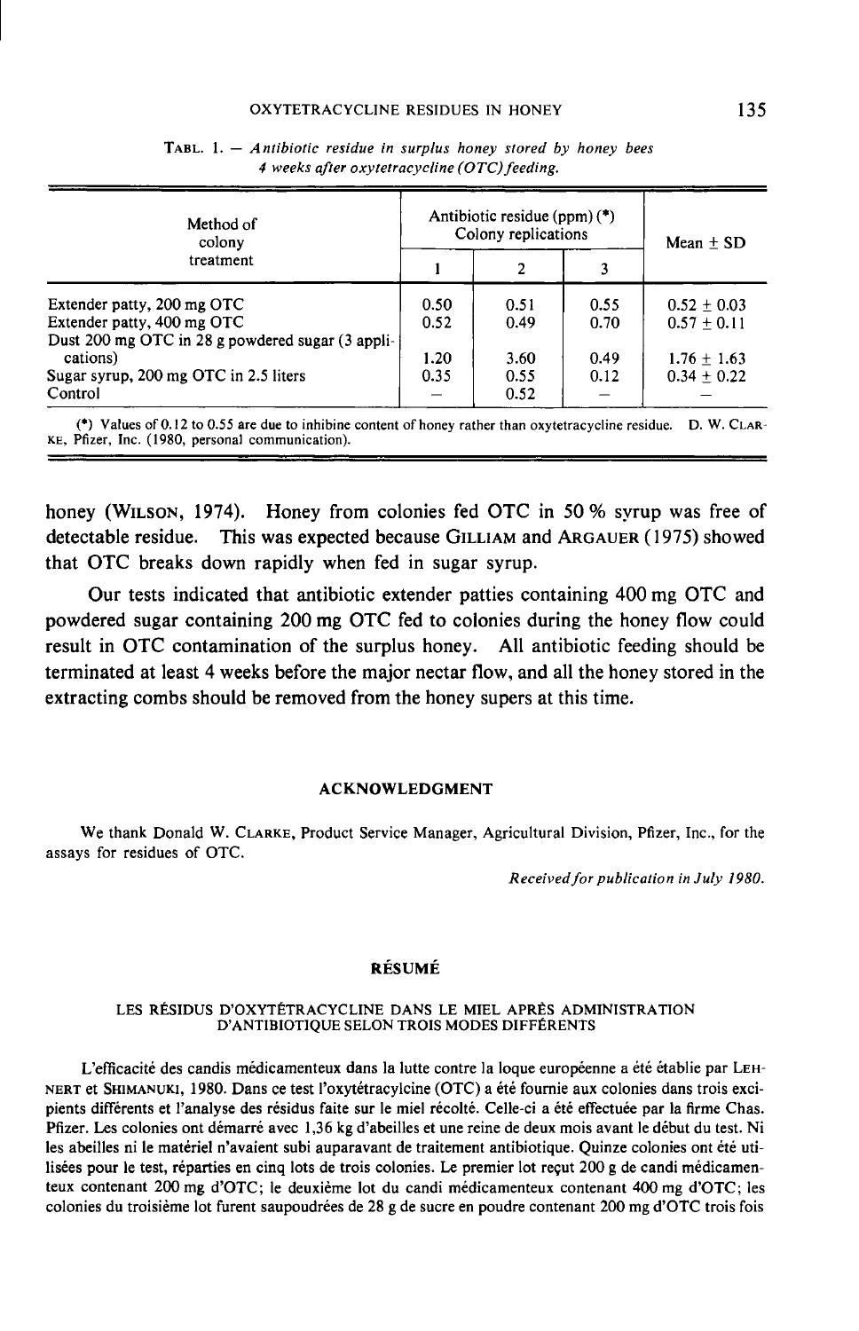TABL. 1. — *Antibiotic residue in surplus honey stored by honey bees 4 weeks after oxytetracycline (OTC) feeding.*

| Method of colony treatment | Antibiotic residue (ppm) (*) Colony replications | | | Mean ± SD |
|---|---|---|---|---|
| | 1 | 2 | 3 | |
| Extender patty, 200 mg OTC | 0.50 | 0.51 | 0.55 | 0.52 ± 0.03 |
| Extender patty, 400 mg OTC | 0.52 | 0.49 | 0.70 | 0.57 ± 0.11 |
| Dust 200 mg OTC in 28 g powdered sugar (3 applications) | 1.20 | 3.60 | 0.49 | 1.76 ± 1.63 |
| Sugar syrup, 200 mg OTC in 2.5 liters | 0.35 | 0.55 | 0.12 | 0.34 ± 0.22 |
| Control | — | 0.52 | — | — |

(*) Values of 0.12 to 0.55 are due to inhibine content of honey rather than oxytetracycline residue. D. W. CLARKE, Pfizer, Inc. (1980, personal communication).

honey (WILSON, 1974). Honey from colonies fed OTC in 50 % syrup was free of detectable residue. This was expected because GILLIAM and ARGAUER (1975) showed that OTC breaks down rapidly when fed in sugar syrup.

Our tests indicated that antibiotic extender patties containing 400 mg OTC and powdered sugar containing 200 mg OTC fed to colonies during the honey flow could result in OTC contamination of the surplus honey. All antibiotic feeding should be terminated at least 4 weeks before the major nectar flow, and all the honey stored in the extracting combs should be removed from the honey supers at this time.

## ACKNOWLEDGMENT

We thank Donald W. CLARKE, Product Service Manager, Agricultural Division, Pfizer, Inc., for the assays for residues of OTC.

*Received for publication in July 1980.*

## RÉSUMÉ

### LES RÉSIDUS D'OXYTÉTRACYCLINE DANS LE MIEL APRÈS ADMINISTRATION D'ANTIBIOTIQUE SELON TROIS MODES DIFFÉRENTS

L'efficacité des candis médicamenteux dans la lutte contre la loque européenne a été établie par LEHNERT et SHIMANUKI, 1980. Dans ce test l'oxytétracylcine (OTC) a été fournie aux colonies dans trois excipients différents et l'analyse des résidus faite sur le miel récolté. Celle-ci a été effectuée par la firme Chas. Pfizer. Les colonies ont démarré avec 1,36 kg d'abeilles et une reine de deux mois avant le début du test. Ni les abeilles ni le matériel n'avaient subi auparavant de traitement antibiotique. Quinze colonies ont été utilisées pour le test, réparties en cinq lots de trois colonies. Le premier lot reçut 200 g de candi médicamenteux contenant 200 mg d'OTC; le deuxième lot du candi médicamenteux contenant 400 mg d'OTC; les colonies du troisième lot furent saupoudrées de 28 g de sucre en poudre contenant 200 mg d'OTC trois fois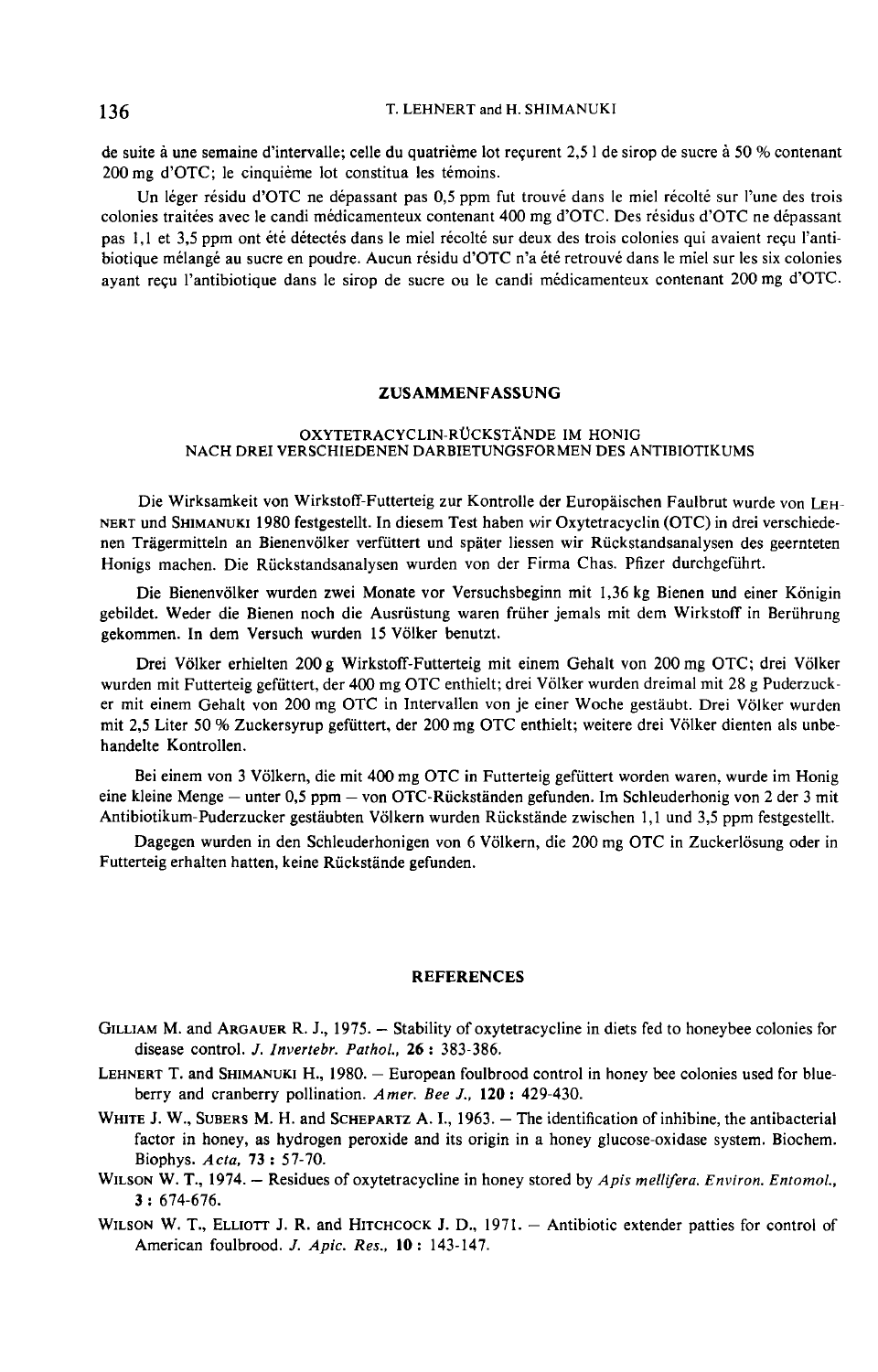de suite à une semaine d'intervalle; celle du quatrième lot reçurent 2,5 l de sirop de sucre à 50 % contenant 200 mg d'OTC; le cinquième lot constitua les témoins.

Un léger résidu d'OTC ne dépassant pas 0,5 ppm fut trouvé dans le miel récolté sur l'une des trois colonies traitées avec le candi médicamenteux contenant 400 mg d'OTC. Des résidus d'OTC ne dépassant pas 1,1 et 3,5 ppm ont été détectés dans le miel récolté sur deux des trois colonies qui avaient reçu l'antibiotique mélangé au sucre en poudre. Aucun résidu d'OTC n'a été retrouvé dans le miel sur les six colonies ayant reçu l'antibiotique dans le sirop de sucre ou le candi médicamenteux contenant 200 mg d'OTC.

## ZUSAMMENFASSUNG

### OXYTETRACYCLIN-RÜCKSTÄNDE IM HONIG NACH DREI VERSCHIEDENEN DARBIETUNGSFORMEN DES ANTIBIOTIKUMS

Die Wirksamkeit von Wirkstoff-Futterteig zur Kontrolle der Europäischen Faulbrut wurde von LEHNERT und SHIMANUKI 1980 festgestellt. In diesem Test haben wir Oxytetracyclin (OTC) in drei verschiedenen Trägermitteln an Bienenvölker verfüttert und später liessen wir Rückstandsanalysen des geernteten Honigs machen. Die Rückstandsanalysen wurden von der Firma Chas. Pfizer durchgeführt.

Die Bienenvölker wurden zwei Monate vor Versuchsbeginn mit 1,36 kg Bienen und einer Königin gebildet. Weder die Bienen noch die Ausrüstung waren früher jemals mit dem Wirkstoff in Berührung gekommen. In dem Versuch wurden 15 Völker benutzt.

Drei Völker erhielten 200 g Wirkstoff-Futterteig mit einem Gehalt von 200 mg OTC; drei Völker wurden mit Futterteig gefüttert, der 400 mg OTC enthielt; drei Völker wurden dreimal mit 28 g Puderzucker mit einem Gehalt von 200 mg OTC in Intervallen von je einer Woche gestäubt. Drei Völker wurden mit 2,5 Liter 50 % Zuckersyrup gefüttert, der 200 mg OTC enthielt; weitere drei Völker dienten als unbehandelte Kontrollen.

Bei einem von 3 Völkern, die mit 400 mg OTC in Futterteig gefüttert worden waren, wurde im Honig eine kleine Menge — unter 0,5 ppm — von OTC-Rückständen gefunden. Im Schleuderhonig von 2 der 3 mit Antibiotikum-Puderzucker gestäubten Völkern wurden Rückstände zwischen 1,1 und 3,5 ppm festgestellt.

Dagegen wurden in den Schleuderhonigen von 6 Völkern, die 200 mg OTC in Zuckerlösung oder in Futterteig erhalten hatten, keine Rückstände gefunden.

## REFERENCES

GILLIAM M. and ARGAUER R. J., 1975. — Stability of oxytetracycline in diets fed to honeybee colonies for disease control. *J. Invertebr. Pathol.*, **26** : 383-386.

LEHNERT T. and SHIMANUKI H., 1980. — European foulbrood control in honey bee colonies used for blueberry and cranberry pollination. *Amer. Bee J.*, **120** : 429-430.

WHITE J. W., SUBERS M. H. and SCHEPARTZ A. I., 1963. — The identification of inhibine, the antibacterial factor in honey, as hydrogen peroxide and its origin in a honey glucose-oxidase system. Biochem. Biophys. *Acta*, **73** : 57-70.

WILSON W. T., 1974. — Residues of oxytetracycline in honey stored by *Apis mellifera*. *Environ. Entomol.*, **3** : 674-676.

WILSON W. T., ELLIOTT J. R. and HITCHCOCK J. D., 1971. — Antibiotic extender patties for control of American foulbrood. *J. Apic. Res.*, **10** : 143-147.